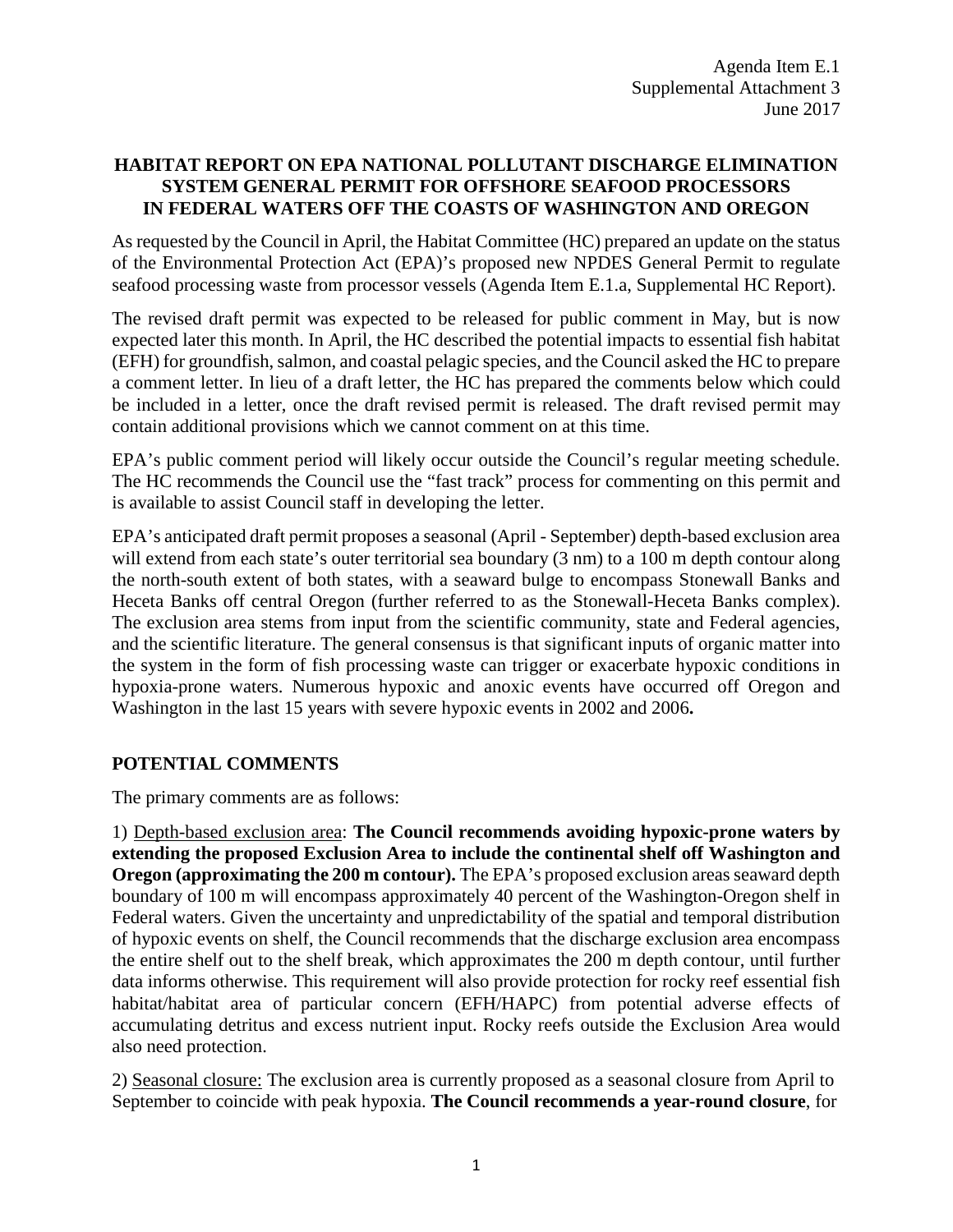Agenda Item E.1
Supplemental Attachment 3
June 2017

# HABITAT REPORT ON EPA NATIONAL POLLUTANT DISCHARGE ELIMINATION SYSTEM GENERAL PERMIT FOR OFFSHORE SEAFOOD PROCESSORS IN FEDERAL WATERS OFF THE COASTS OF WASHINGTON AND OREGON

As requested by the Council in April, the Habitat Committee (HC) prepared an update on the status of the Environmental Protection Act (EPA)'s proposed new NPDES General Permit to regulate seafood processing waste from processor vessels (Agenda Item E.1.a, Supplemental HC Report).

The revised draft permit was expected to be released for public comment in May, but is now expected later this month. In April, the HC described the potential impacts to essential fish habitat (EFH) for groundfish, salmon, and coastal pelagic species, and the Council asked the HC to prepare a comment letter. In lieu of a draft letter, the HC has prepared the comments below which could be included in a letter, once the draft revised permit is released. The draft revised permit may contain additional provisions which we cannot comment on at this time.

EPA's public comment period will likely occur outside the Council's regular meeting schedule. The HC recommends the Council use the "fast track" process for commenting on this permit and is available to assist Council staff in developing the letter.

EPA's anticipated draft permit proposes a seasonal (April - September) depth-based exclusion area will extend from each state's outer territorial sea boundary (3 nm) to a 100 m depth contour along the north-south extent of both states, with a seaward bulge to encompass Stonewall Banks and Heceta Banks off central Oregon (further referred to as the Stonewall-Heceta Banks complex). The exclusion area stems from input from the scientific community, state and Federal agencies, and the scientific literature. The general consensus is that significant inputs of organic matter into the system in the form of fish processing waste can trigger or exacerbate hypoxic conditions in hypoxia-prone waters. Numerous hypoxic and anoxic events have occurred off Oregon and Washington in the last 15 years with severe hypoxic events in 2002 and 2006**.**

## POTENTIAL COMMENTS

The primary comments are as follows:

1) Depth-based exclusion area: **The Council recommends avoiding hypoxic-prone waters by extending the proposed Exclusion Area to include the continental shelf off Washington and Oregon (approximating the 200 m contour).** The EPA's proposed exclusion areas seaward depth boundary of 100 m will encompass approximately 40 percent of the Washington-Oregon shelf in Federal waters. Given the uncertainty and unpredictability of the spatial and temporal distribution of hypoxic events on shelf, the Council recommends that the discharge exclusion area encompass the entire shelf out to the shelf break, which approximates the 200 m depth contour, until further data informs otherwise. This requirement will also provide protection for rocky reef essential fish habitat/habitat area of particular concern (EFH/HAPC) from potential adverse effects of accumulating detritus and excess nutrient input. Rocky reefs outside the Exclusion Area would also need protection.

2) Seasonal closure: The exclusion area is currently proposed as a seasonal closure from April to September to coincide with peak hypoxia. **The Council recommends a year-round closure**, for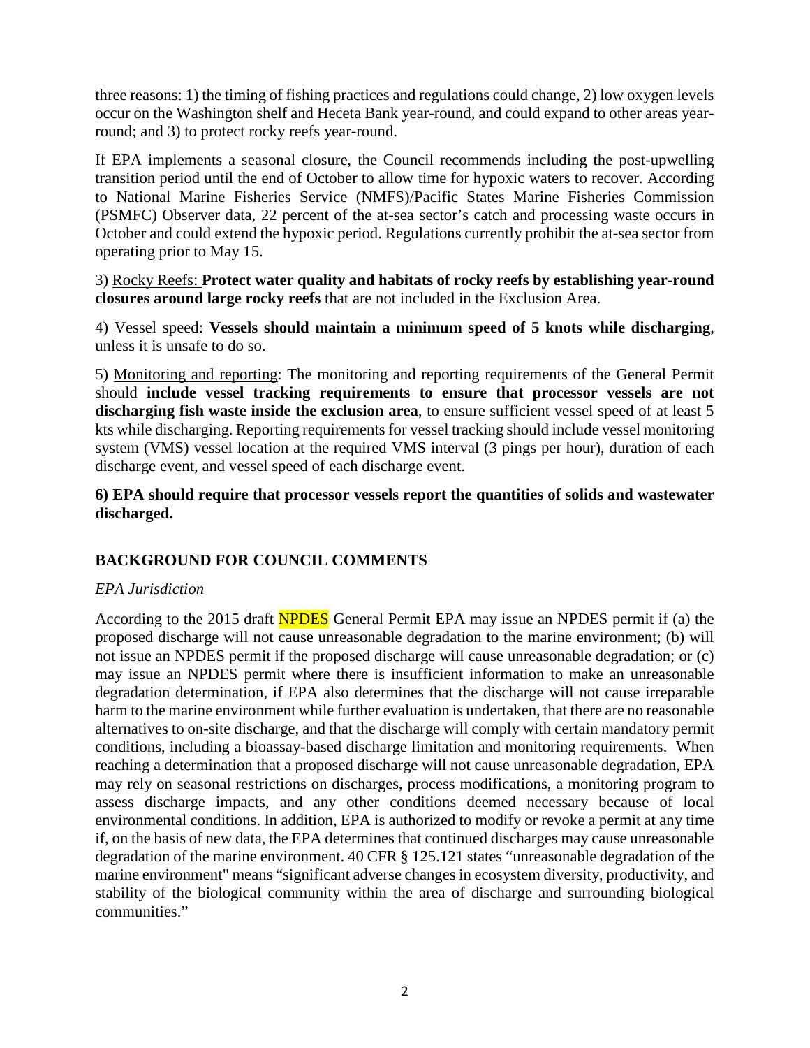three reasons: 1) the timing of fishing practices and regulations could change, 2) low oxygen levels occur on the Washington shelf and Heceta Bank year-round, and could expand to other areas year-round; and 3) to protect rocky reefs year-round.

If EPA implements a seasonal closure, the Council recommends including the post-upwelling transition period until the end of October to allow time for hypoxic waters to recover. According to National Marine Fisheries Service (NMFS)/Pacific States Marine Fisheries Commission (PSMFC) Observer data, 22 percent of the at-sea sector's catch and processing waste occurs in October and could extend the hypoxic period. Regulations currently prohibit the at-sea sector from operating prior to May 15.

3) Rocky Reefs: **Protect water quality and habitats of rocky reefs by establishing year-round closures around large rocky reefs** that are not included in the Exclusion Area.

4) Vessel speed: **Vessels should maintain a minimum speed of 5 knots while discharging**, unless it is unsafe to do so.

5) Monitoring and reporting: The monitoring and reporting requirements of the General Permit should **include vessel tracking requirements to ensure that processor vessels are not discharging fish waste inside the exclusion area**, to ensure sufficient vessel speed of at least 5 kts while discharging. Reporting requirements for vessel tracking should include vessel monitoring system (VMS) vessel location at the required VMS interval (3 pings per hour), duration of each discharge event, and vessel speed of each discharge event.

**6) EPA should require that processor vessels report the quantities of solids and wastewater discharged.**

## BACKGROUND FOR COUNCIL COMMENTS

*EPA Jurisdiction*

According to the 2015 draft NPDES General Permit EPA may issue an NPDES permit if (a) the proposed discharge will not cause unreasonable degradation to the marine environment; (b) will not issue an NPDES permit if the proposed discharge will cause unreasonable degradation; or (c) may issue an NPDES permit where there is insufficient information to make an unreasonable degradation determination, if EPA also determines that the discharge will not cause irreparable harm to the marine environment while further evaluation is undertaken, that there are no reasonable alternatives to on-site discharge, and that the discharge will comply with certain mandatory permit conditions, including a bioassay-based discharge limitation and monitoring requirements. When reaching a determination that a proposed discharge will not cause unreasonable degradation, EPA may rely on seasonal restrictions on discharges, process modifications, a monitoring program to assess discharge impacts, and any other conditions deemed necessary because of local environmental conditions. In addition, EPA is authorized to modify or revoke a permit at any time if, on the basis of new data, the EPA determines that continued discharges may cause unreasonable degradation of the marine environment. 40 CFR § 125.121 states "unreasonable degradation of the marine environment" means "significant adverse changes in ecosystem diversity, productivity, and stability of the biological community within the area of discharge and surrounding biological communities."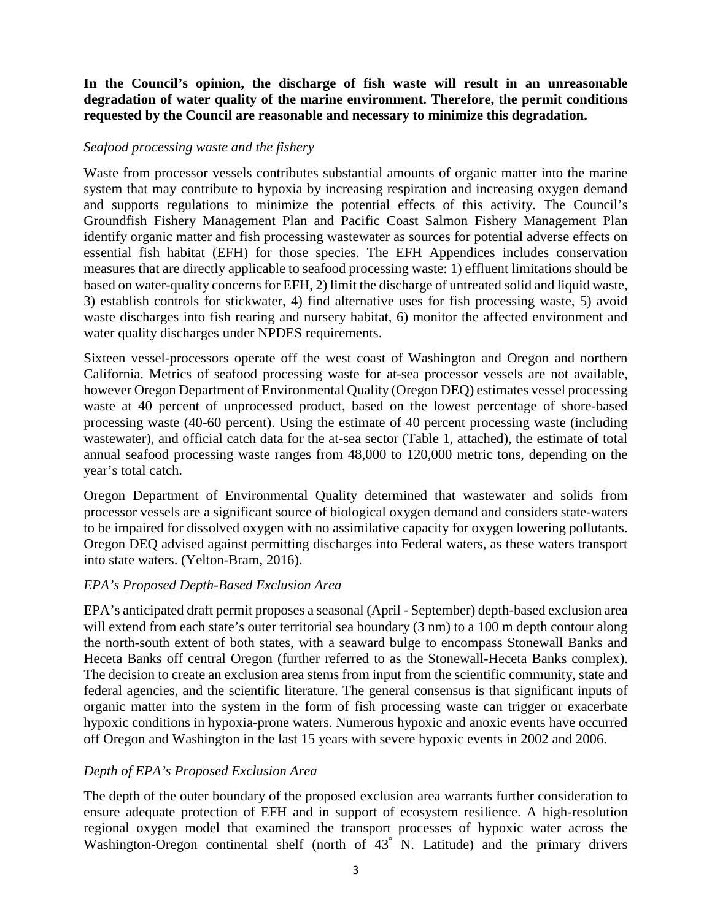**In the Council's opinion, the discharge of fish waste will result in an unreasonable degradation of water quality of the marine environment. Therefore, the permit conditions requested by the Council are reasonable and necessary to minimize this degradation.**

*Seafood processing waste and the fishery*

Waste from processor vessels contributes substantial amounts of organic matter into the marine system that may contribute to hypoxia by increasing respiration and increasing oxygen demand and supports regulations to minimize the potential effects of this activity. The Council's Groundfish Fishery Management Plan and Pacific Coast Salmon Fishery Management Plan identify organic matter and fish processing wastewater as sources for potential adverse effects on essential fish habitat (EFH) for those species. The EFH Appendices includes conservation measures that are directly applicable to seafood processing waste: 1) effluent limitations should be based on water-quality concerns for EFH, 2) limit the discharge of untreated solid and liquid waste, 3) establish controls for stickwater, 4) find alternative uses for fish processing waste, 5) avoid waste discharges into fish rearing and nursery habitat, 6) monitor the affected environment and water quality discharges under NPDES requirements.

Sixteen vessel-processors operate off the west coast of Washington and Oregon and northern California. Metrics of seafood processing waste for at-sea processor vessels are not available, however Oregon Department of Environmental Quality (Oregon DEQ) estimates vessel processing waste at 40 percent of unprocessed product, based on the lowest percentage of shore-based processing waste (40-60 percent). Using the estimate of 40 percent processing waste (including wastewater), and official catch data for the at-sea sector (Table 1, attached), the estimate of total annual seafood processing waste ranges from 48,000 to 120,000 metric tons, depending on the year's total catch.

Oregon Department of Environmental Quality determined that wastewater and solids from processor vessels are a significant source of biological oxygen demand and considers state-waters to be impaired for dissolved oxygen with no assimilative capacity for oxygen lowering pollutants. Oregon DEQ advised against permitting discharges into Federal waters, as these waters transport into state waters. (Yelton-Bram, 2016).

*EPA's Proposed Depth-Based Exclusion Area*

EPA's anticipated draft permit proposes a seasonal (April - September) depth-based exclusion area will extend from each state's outer territorial sea boundary (3 nm) to a 100 m depth contour along the north-south extent of both states, with a seaward bulge to encompass Stonewall Banks and Heceta Banks off central Oregon (further referred to as the Stonewall-Heceta Banks complex). The decision to create an exclusion area stems from input from the scientific community, state and federal agencies, and the scientific literature. The general consensus is that significant inputs of organic matter into the system in the form of fish processing waste can trigger or exacerbate hypoxic conditions in hypoxia-prone waters. Numerous hypoxic and anoxic events have occurred off Oregon and Washington in the last 15 years with severe hypoxic events in 2002 and 2006.

*Depth of EPA's Proposed Exclusion Area*

The depth of the outer boundary of the proposed exclusion area warrants further consideration to ensure adequate protection of EFH and in support of ecosystem resilience. A high-resolution regional oxygen model that examined the transport processes of hypoxic water across the Washington-Oregon continental shelf (north of 43° N. Latitude) and the primary drivers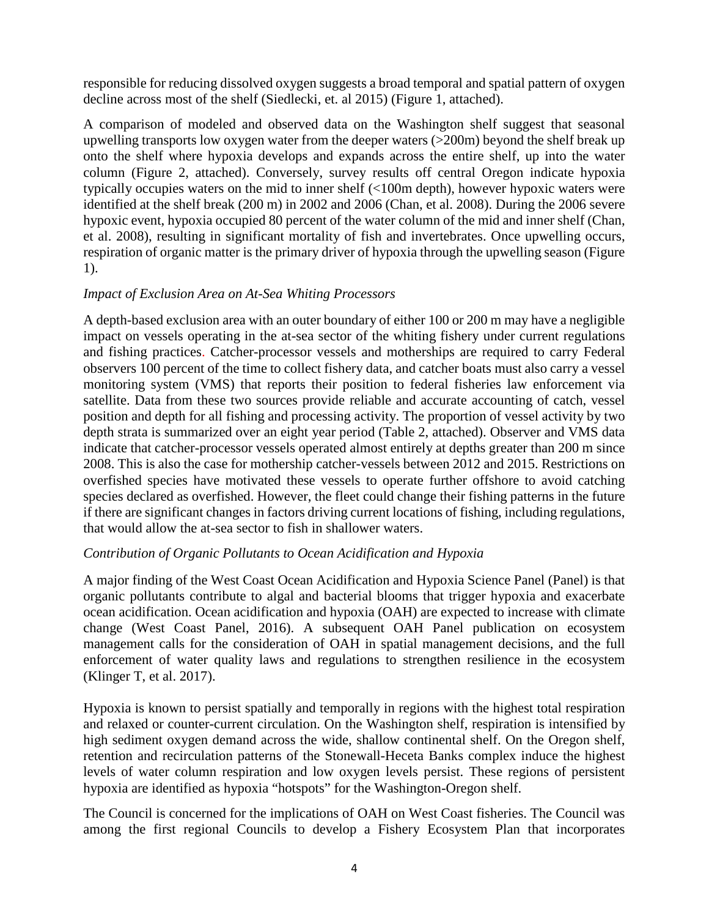responsible for reducing dissolved oxygen suggests a broad temporal and spatial pattern of oxygen decline across most of the shelf (Siedlecki, et. al 2015) (Figure 1, attached).

A comparison of modeled and observed data on the Washington shelf suggest that seasonal upwelling transports low oxygen water from the deeper waters (>200m) beyond the shelf break up onto the shelf where hypoxia develops and expands across the entire shelf, up into the water column (Figure 2, attached). Conversely, survey results off central Oregon indicate hypoxia typically occupies waters on the mid to inner shelf (<100m depth), however hypoxic waters were identified at the shelf break (200 m) in 2002 and 2006 (Chan, et al. 2008). During the 2006 severe hypoxic event, hypoxia occupied 80 percent of the water column of the mid and inner shelf (Chan, et al. 2008), resulting in significant mortality of fish and invertebrates. Once upwelling occurs, respiration of organic matter is the primary driver of hypoxia through the upwelling season (Figure 1).

*Impact of Exclusion Area on At-Sea Whiting Processors*

A depth-based exclusion area with an outer boundary of either 100 or 200 m may have a negligible impact on vessels operating in the at-sea sector of the whiting fishery under current regulations and fishing practices. Catcher-processor vessels and motherships are required to carry Federal observers 100 percent of the time to collect fishery data, and catcher boats must also carry a vessel monitoring system (VMS) that reports their position to federal fisheries law enforcement via satellite. Data from these two sources provide reliable and accurate accounting of catch, vessel position and depth for all fishing and processing activity. The proportion of vessel activity by two depth strata is summarized over an eight year period (Table 2, attached). Observer and VMS data indicate that catcher-processor vessels operated almost entirely at depths greater than 200 m since 2008. This is also the case for mothership catcher-vessels between 2012 and 2015. Restrictions on overfished species have motivated these vessels to operate further offshore to avoid catching species declared as overfished. However, the fleet could change their fishing patterns in the future if there are significant changes in factors driving current locations of fishing, including regulations, that would allow the at-sea sector to fish in shallower waters.

*Contribution of Organic Pollutants to Ocean Acidification and Hypoxia*

A major finding of the West Coast Ocean Acidification and Hypoxia Science Panel (Panel) is that organic pollutants contribute to algal and bacterial blooms that trigger hypoxia and exacerbate ocean acidification. Ocean acidification and hypoxia (OAH) are expected to increase with climate change (West Coast Panel, 2016). A subsequent OAH Panel publication on ecosystem management calls for the consideration of OAH in spatial management decisions, and the full enforcement of water quality laws and regulations to strengthen resilience in the ecosystem (Klinger T, et al. 2017).

Hypoxia is known to persist spatially and temporally in regions with the highest total respiration and relaxed or counter-current circulation. On the Washington shelf, respiration is intensified by high sediment oxygen demand across the wide, shallow continental shelf. On the Oregon shelf, retention and recirculation patterns of the Stonewall-Heceta Banks complex induce the highest levels of water column respiration and low oxygen levels persist. These regions of persistent hypoxia are identified as hypoxia "hotspots" for the Washington-Oregon shelf.

The Council is concerned for the implications of OAH on West Coast fisheries. The Council was among the first regional Councils to develop a Fishery Ecosystem Plan that incorporates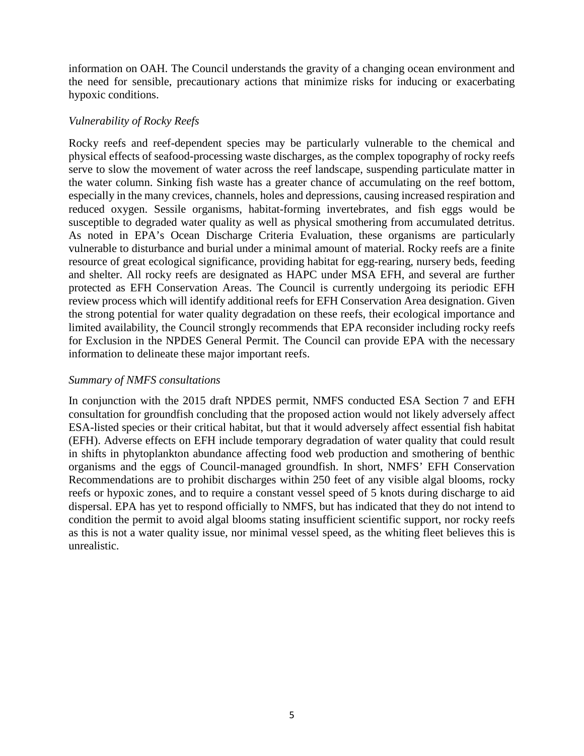information on OAH. The Council understands the gravity of a changing ocean environment and the need for sensible, precautionary actions that minimize risks for inducing or exacerbating hypoxic conditions.

*Vulnerability of Rocky Reefs*

Rocky reefs and reef-dependent species may be particularly vulnerable to the chemical and physical effects of seafood-processing waste discharges, as the complex topography of rocky reefs serve to slow the movement of water across the reef landscape, suspending particulate matter in the water column. Sinking fish waste has a greater chance of accumulating on the reef bottom, especially in the many crevices, channels, holes and depressions, causing increased respiration and reduced oxygen. Sessile organisms, habitat-forming invertebrates, and fish eggs would be susceptible to degraded water quality as well as physical smothering from accumulated detritus. As noted in EPA's Ocean Discharge Criteria Evaluation, these organisms are particularly vulnerable to disturbance and burial under a minimal amount of material. Rocky reefs are a finite resource of great ecological significance, providing habitat for egg-rearing, nursery beds, feeding and shelter. All rocky reefs are designated as HAPC under MSA EFH, and several are further protected as EFH Conservation Areas. The Council is currently undergoing its periodic EFH review process which will identify additional reefs for EFH Conservation Area designation. Given the strong potential for water quality degradation on these reefs, their ecological importance and limited availability, the Council strongly recommends that EPA reconsider including rocky reefs for Exclusion in the NPDES General Permit. The Council can provide EPA with the necessary information to delineate these major important reefs.

*Summary of NMFS consultations*

In conjunction with the 2015 draft NPDES permit, NMFS conducted ESA Section 7 and EFH consultation for groundfish concluding that the proposed action would not likely adversely affect ESA-listed species or their critical habitat, but that it would adversely affect essential fish habitat (EFH). Adverse effects on EFH include temporary degradation of water quality that could result in shifts in phytoplankton abundance affecting food web production and smothering of benthic organisms and the eggs of Council-managed groundfish. In short, NMFS' EFH Conservation Recommendations are to prohibit discharges within 250 feet of any visible algal blooms, rocky reefs or hypoxic zones, and to require a constant vessel speed of 5 knots during discharge to aid dispersal. EPA has yet to respond officially to NMFS, but has indicated that they do not intend to condition the permit to avoid algal blooms stating insufficient scientific support, nor rocky reefs as this is not a water quality issue, nor minimal vessel speed, as the whiting fleet believes this is unrealistic.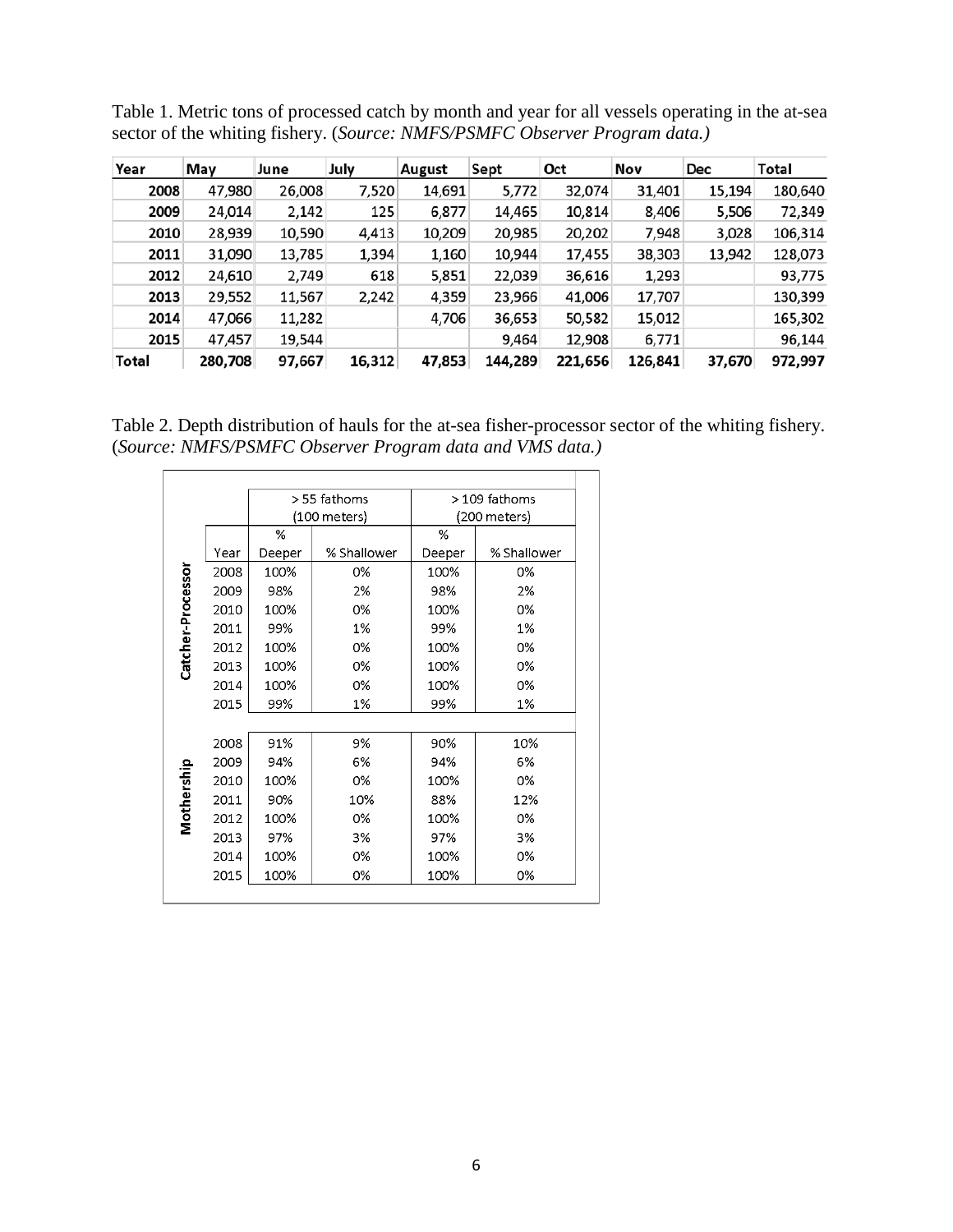Table 1. Metric tons of processed catch by month and year for all vessels operating in the at-sea sector of the whiting fishery. (*Source: NMFS/PSMFC Observer Program data.)*

| Year | May | June | July | August | Sept | Oct | Nov | Dec | Total |
|---|---|---|---|---|---|---|---|---|---|
| 2008 | 47,980 | 26,008 | 7,520 | 14,691 | 5,772 | 32,074 | 31,401 | 15,194 | 180,640 |
| 2009 | 24,014 | 2,142 | 125 | 6,877 | 14,465 | 10,814 | 8,406 | 5,506 | 72,349 |
| 2010 | 28,939 | 10,590 | 4,413 | 10,209 | 20,985 | 20,202 | 7,948 | 3,028 | 106,314 |
| 2011 | 31,090 | 13,785 | 1,394 | 1,160 | 10,944 | 17,455 | 38,303 | 13,942 | 128,073 |
| 2012 | 24,610 | 2,749 | 618 | 5,851 | 22,039 | 36,616 | 1,293 | | 93,775 |
| 2013 | 29,552 | 11,567 | 2,242 | 4,359 | 23,966 | 41,006 | 17,707 | | 130,399 |
| 2014 | 47,066 | 11,282 | | 4,706 | 36,653 | 50,582 | 15,012 | | 165,302 |
| 2015 | 47,457 | 19,544 | | | 9,464 | 12,908 | 6,771 | | 96,144 |
| Total | 280,708 | 97,667 | 16,312 | 47,853 | 144,289 | 221,656 | 126,841 | 37,670 | 972,997 |

Table 2. Depth distribution of hauls for the at-sea fisher-processor sector of the whiting fishery. (*Source: NMFS/PSMFC Observer Program data and VMS data.)*

| | | > 55 fathoms (100 meters) | | > 109 fathoms (200 meters) | |
|---|---|---|---|---|---|
| | Year | % Deeper | % Shallower | % Deeper | % Shallower |
| Catcher-Processor | 2008 | 100% | 0% | 100% | 0% |
| | 2009 | 98% | 2% | 98% | 2% |
| | 2010 | 100% | 0% | 100% | 0% |
| | 2011 | 99% | 1% | 99% | 1% |
| | 2012 | 100% | 0% | 100% | 0% |
| | 2013 | 100% | 0% | 100% | 0% |
| | 2014 | 100% | 0% | 100% | 0% |
| | 2015 | 99% | 1% | 99% | 1% |
| Mothership | 2008 | 91% | 9% | 90% | 10% |
| | 2009 | 94% | 6% | 94% | 6% |
| | 2010 | 100% | 0% | 100% | 0% |
| | 2011 | 90% | 10% | 88% | 12% |
| | 2012 | 100% | 0% | 100% | 0% |
| | 2013 | 97% | 3% | 97% | 3% |
| | 2014 | 100% | 0% | 100% | 0% |
| | 2015 | 100% | 0% | 100% | 0% |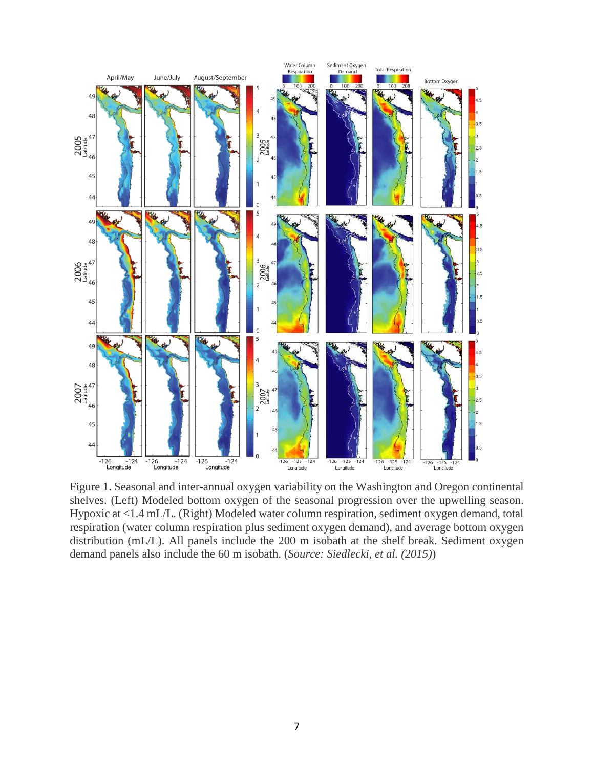Figure 1. Seasonal and inter-annual oxygen variability on the Washington and Oregon continental shelves. (Left) Modeled bottom oxygen of the seasonal progression over the upwelling season. Hypoxic at <1.4 mL/L. (Right) Modeled water column respiration, sediment oxygen demand, total respiration (water column respiration plus sediment oxygen demand), and average bottom oxygen distribution (mL/L). All panels include the 200 m isobath at the shelf break. Sediment oxygen demand panels also include the 60 m isobath. (*Source: Siedlecki, et al. (2015)*)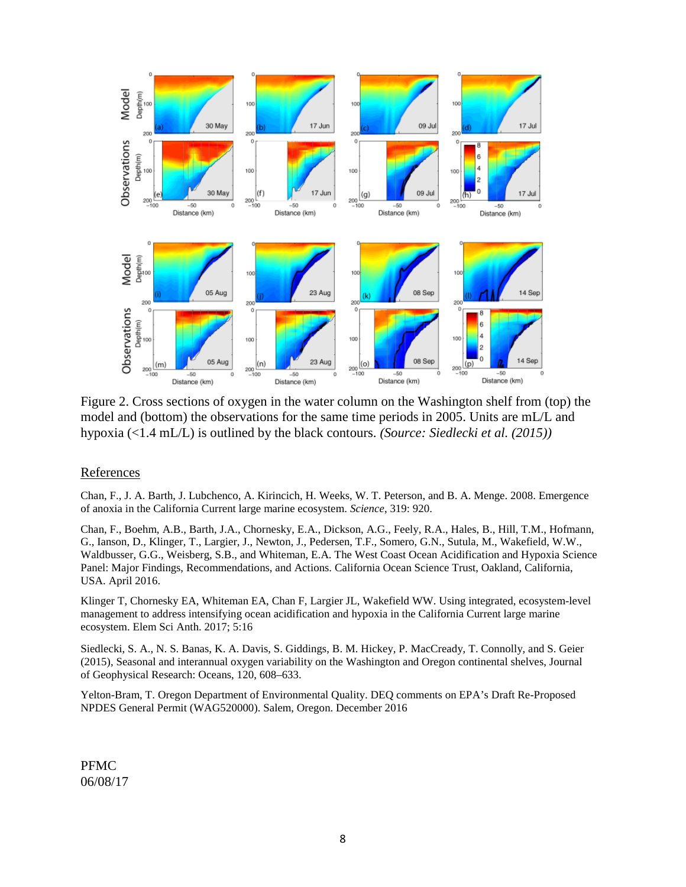Model

Depth(m)

0

100

200

(a) 30 May

(b) 17 Jun

(c) 09 Jul

(d) 17 Jul

Observations

Depth(m)

(e) 30 May

(f) 17 Jun

(g) 09 Jul

(h) 17 Jul

8

6

4

2

0

-100 -50 0

Distance (km)

Model

Depth(m)

(i) 05 Aug

(j) 23 Aug

(k) 08 Sep

(l) 14 Sep

Observations

Depth(m)

(m) 05 Aug

(n) 23 Aug

(o) 08 Sep

(p) 14 Sep

8

6

4

2

0

-100 -50 0

Distance (km)

Figure 2. Cross sections of oxygen in the water column on the Washington shelf from (top) the model and (bottom) the observations for the same time periods in 2005. Units are mL/L and hypoxia (<1.4 mL/L) is outlined by the black contours. *(Source: Siedlecki et al. (2015))*

## References

Chan, F., J. A. Barth, J. Lubchenco, A. Kirincich, H. Weeks, W. T. Peterson, and B. A. Menge. 2008. Emergence of anoxia in the California Current large marine ecosystem. *Science*, 319: 920.

Chan, F., Boehm, A.B., Barth, J.A., Chornesky, E.A., Dickson, A.G., Feely, R.A., Hales, B., Hill, T.M., Hofmann, G., Ianson, D., Klinger, T., Largier, J., Newton, J., Pedersen, T.F., Somero, G.N., Sutula, M., Wakefield, W.W., Waldbusser, G.G., Weisberg, S.B., and Whiteman, E.A. The West Coast Ocean Acidification and Hypoxia Science Panel: Major Findings, Recommendations, and Actions. California Ocean Science Trust, Oakland, California, USA. April 2016.

Klinger T, Chornesky EA, Whiteman EA, Chan F, Largier JL, Wakefield WW. Using integrated, ecosystem-level management to address intensifying ocean acidification and hypoxia in the California Current large marine ecosystem. Elem Sci Anth. 2017; 5:16

Siedlecki, S. A., N. S. Banas, K. A. Davis, S. Giddings, B. M. Hickey, P. MacCready, T. Connolly, and S. Geier (2015), Seasonal and interannual oxygen variability on the Washington and Oregon continental shelves, Journal of Geophysical Research: Oceans, 120, 608–633.

Yelton-Bram, T. Oregon Department of Environmental Quality. DEQ comments on EPA's Draft Re-Proposed NPDES General Permit (WAG520000). Salem, Oregon. December 2016

PFMC
06/08/17